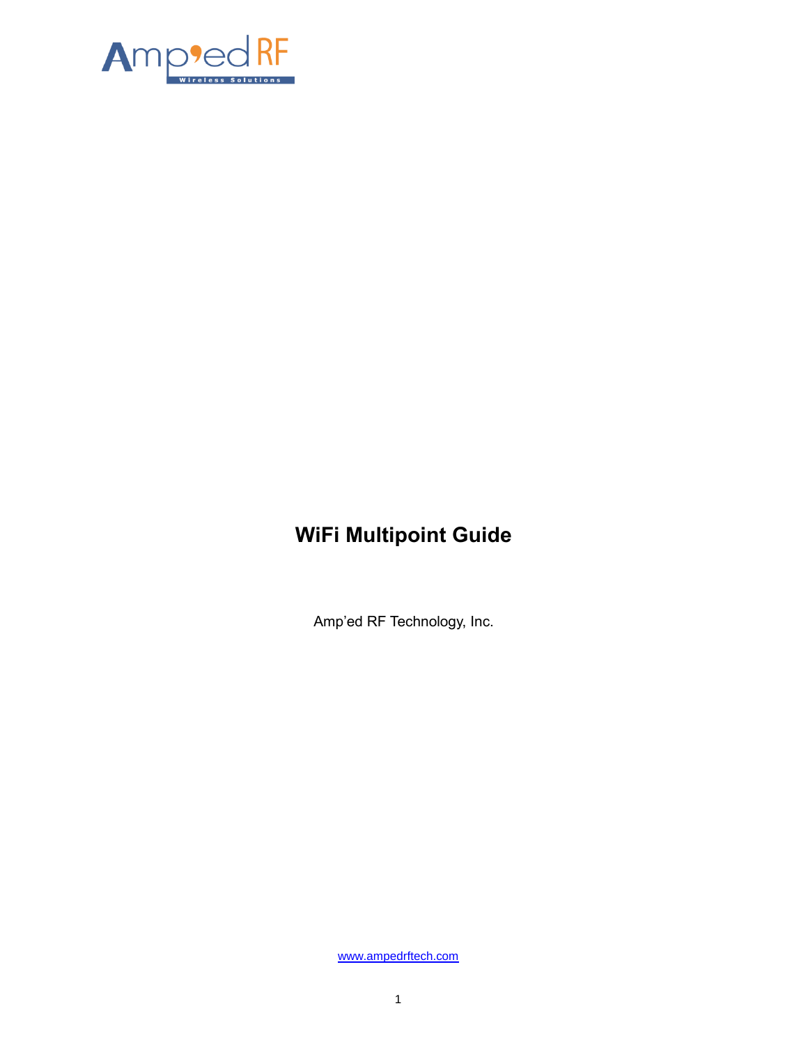# WiFi Multipoint Guide

Amp'ed RF Technology, Inc.

www.ampedrftech.com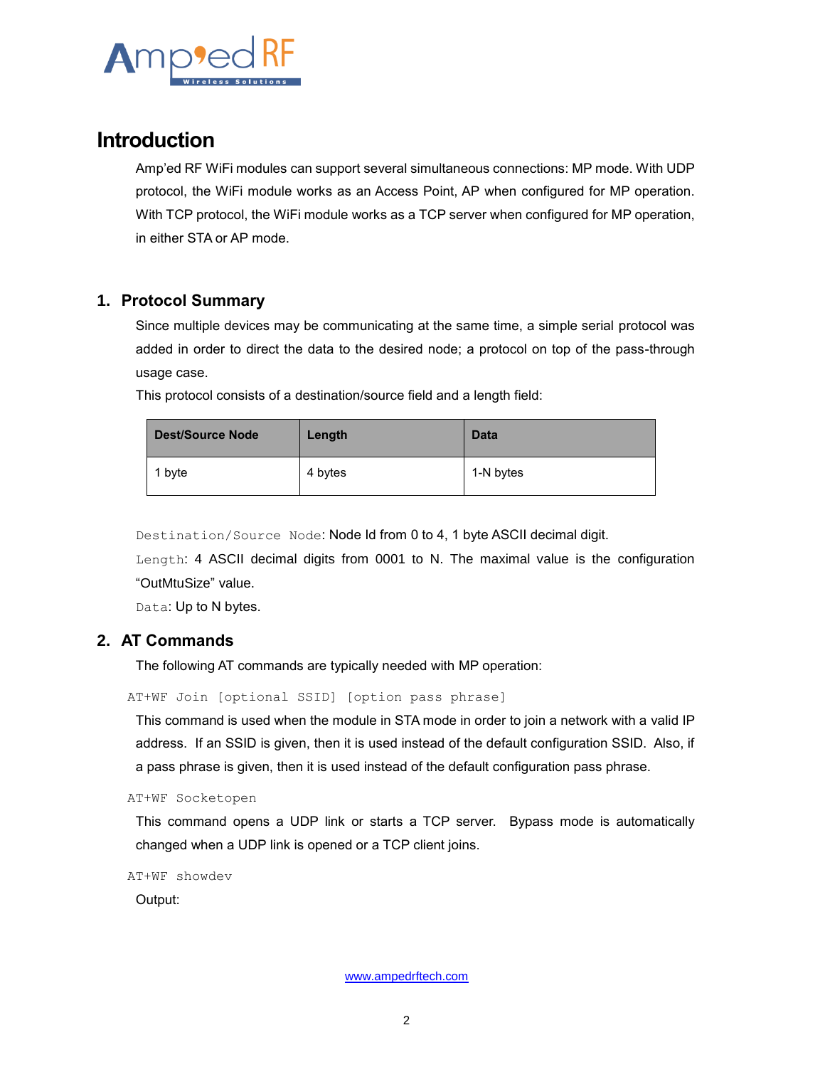# Introduction

Amp'ed RF WiFi modules can support several simultaneous connections: MP mode. With UDP protocol, the WiFi module works as an Access Point, AP when configured for MP operation. With TCP protocol, the WiFi module works as a TCP server when configured for MP operation, in either STA or AP mode.

## 1. Protocol Summary

Since multiple devices may be communicating at the same time, a simple serial protocol was added in order to direct the data to the desired node; a protocol on top of the pass-through usage case.

This protocol consists of a destination/source field and a length field:

| Dest/Source Node | Length | Data |
|---|---|---|
| 1 byte | 4 bytes | 1-N bytes |

`Destination/Source Node`: Node Id from 0 to 4, 1 byte ASCII decimal digit.

`Length`: 4 ASCII decimal digits from 0001 to N. The maximal value is the configuration "OutMtuSize" value.

`Data`: Up to N bytes.

## 2. AT Commands

The following AT commands are typically needed with MP operation:

`AT+WF Join [optional SSID] [option pass phrase]`

This command is used when the module in STA mode in order to join a network with a valid IP address. If an SSID is given, then it is used instead of the default configuration SSID. Also, if a pass phrase is given, then it is used instead of the default configuration pass phrase.

`AT+WF Socketopen`

This command opens a UDP link or starts a TCP server. Bypass mode is automatically changed when a UDP link is opened or a TCP client joins.

`AT+WF showdev`

Output: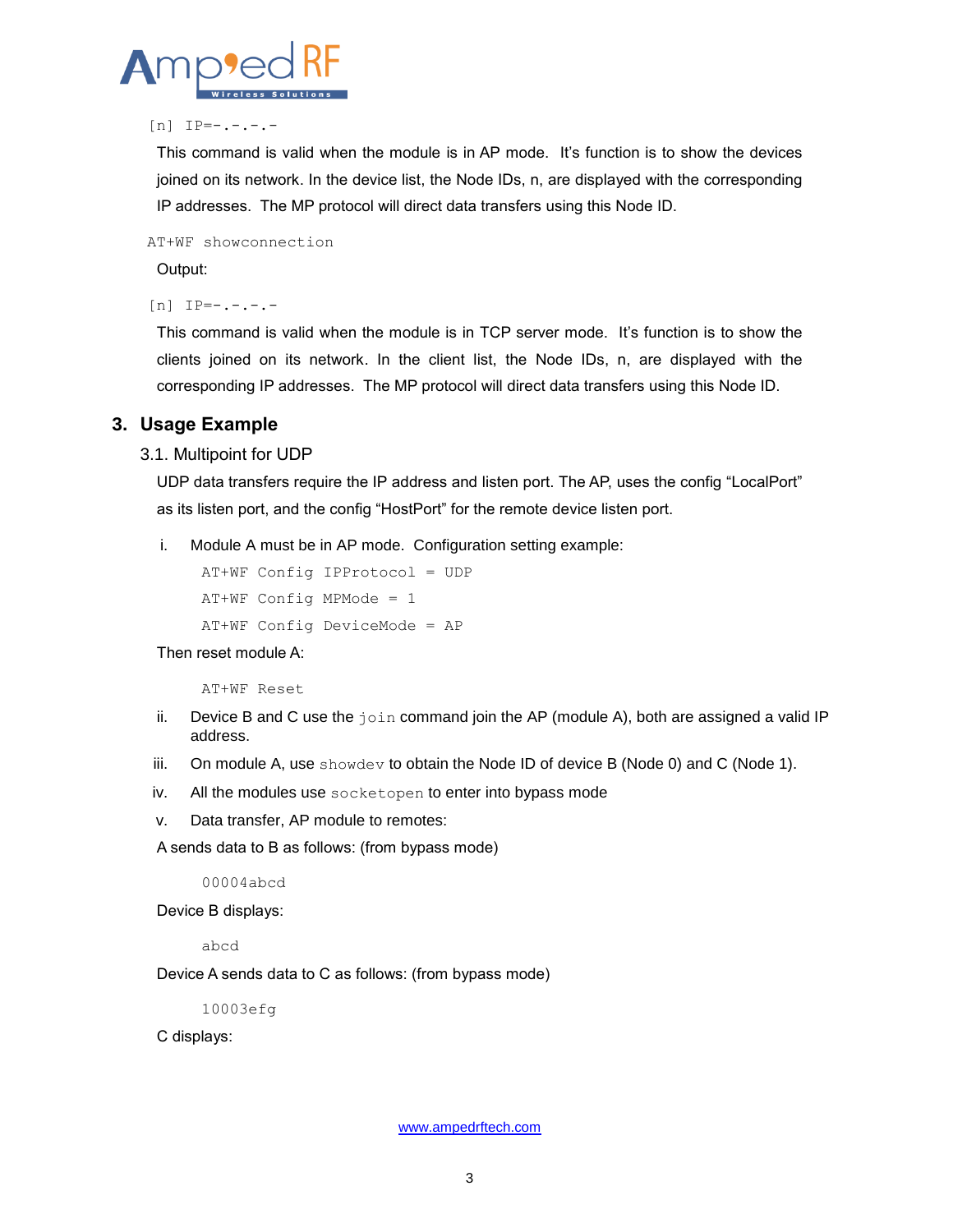```
[n] IP=-.-.-.-
```

This command is valid when the module is in AP mode. It's function is to show the devices joined on its network. In the device list, the Node IDs, n, are displayed with the corresponding IP addresses. The MP protocol will direct data transfers using this Node ID.

```
AT+WF showconnection
```

Output:

```
[n] IP=-.-.-.-
```

This command is valid when the module is in TCP server mode. It's function is to show the clients joined on its network. In the client list, the Node IDs, n, are displayed with the corresponding IP addresses. The MP protocol will direct data transfers using this Node ID.

## 3. Usage Example

### 3.1. Multipoint for UDP

UDP data transfers require the IP address and listen port. The AP, uses the config "LocalPort" as its listen port, and the config "HostPort" for the remote device listen port.

i. Module A must be in AP mode. Configuration setting example:

```
AT+WF Config IPProtocol = UDP
AT+WF Config MPMode = 1
AT+WF Config DeviceMode = AP
```

Then reset module A:

```
AT+WF Reset
```

ii. Device B and C use the `join` command join the AP (module A), both are assigned a valid IP address.

iii. On module A, use `showdev` to obtain the Node ID of device B (Node 0) and C (Node 1).

iv. All the modules use `socketopen` to enter into bypass mode

v. Data transfer, AP module to remotes:

A sends data to B as follows: (from bypass mode)

```
00004abcd
```

Device B displays:

```
abcd
```

Device A sends data to C as follows: (from bypass mode)

```
10003efg
```

C displays: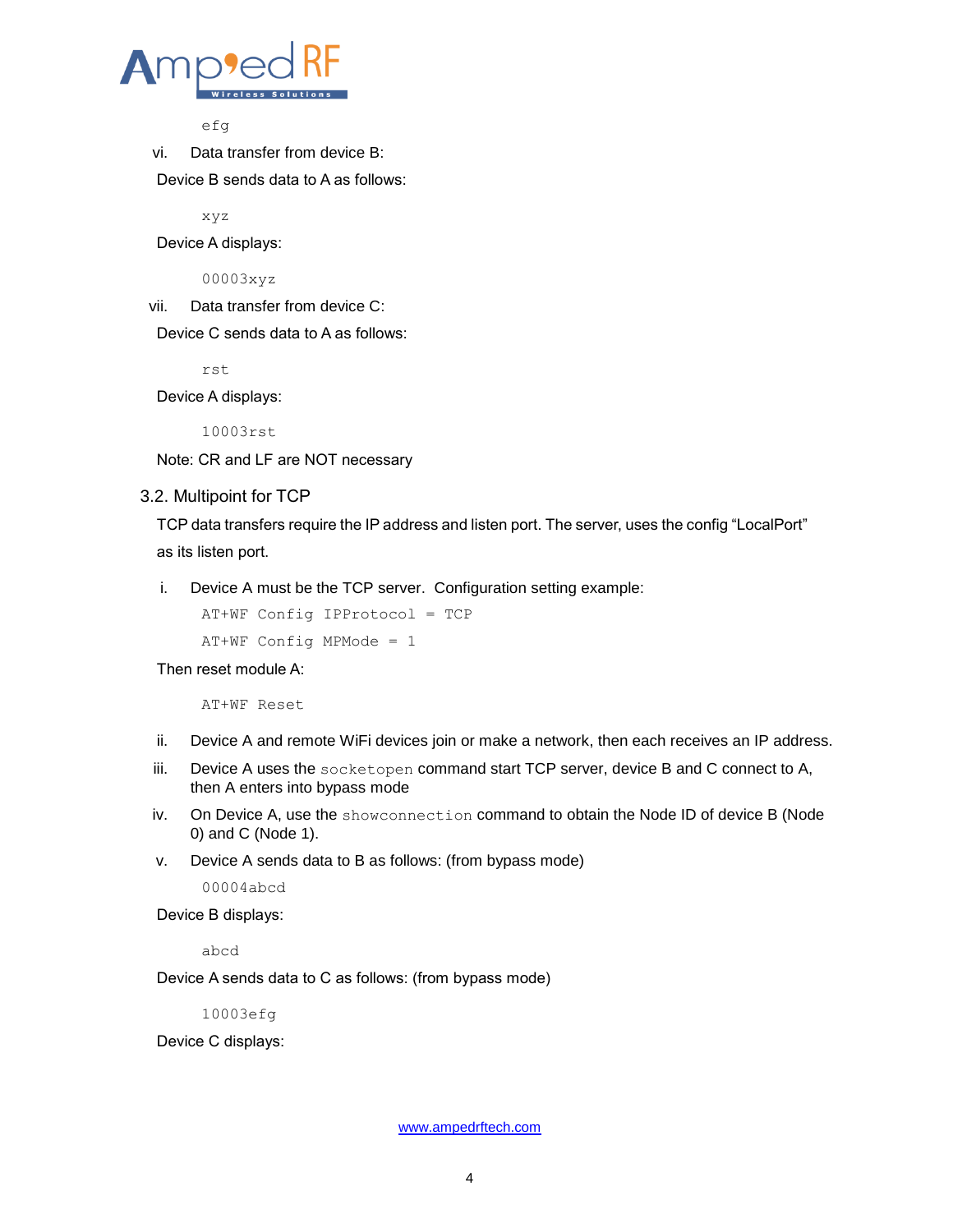```
efg
```

vi. Data transfer from device B:

Device B sends data to A as follows:

```
xyz
```

Device A displays:

```
00003xyz
```

vii. Data transfer from device C:

Device C sends data to A as follows:

```
rst
```

Device A displays:

```
10003rst
```

Note: CR and LF are NOT necessary

## 3.2. Multipoint for TCP

TCP data transfers require the IP address and listen port. The server, uses the config “LocalPort” as its listen port.

i. Device A must be the TCP server. Configuration setting example:

```
AT+WF Config IPProtocol = TCP
AT+WF Config MPMode = 1
```

Then reset module A:

```
AT+WF Reset
```

ii. Device A and remote WiFi devices join or make a network, then each receives an IP address.

iii. Device A uses the `socketopen` command start TCP server, device B and C connect to A, then A enters into bypass mode

iv. On Device A, use the `showconnection` command to obtain the Node ID of device B (Node 0) and C (Node 1).

v. Device A sends data to B as follows: (from bypass mode)

```
00004abcd
```

Device B displays:

```
abcd
```

Device A sends data to C as follows: (from bypass mode)

```
10003efg
```

Device C displays:

www.ampedrftech.com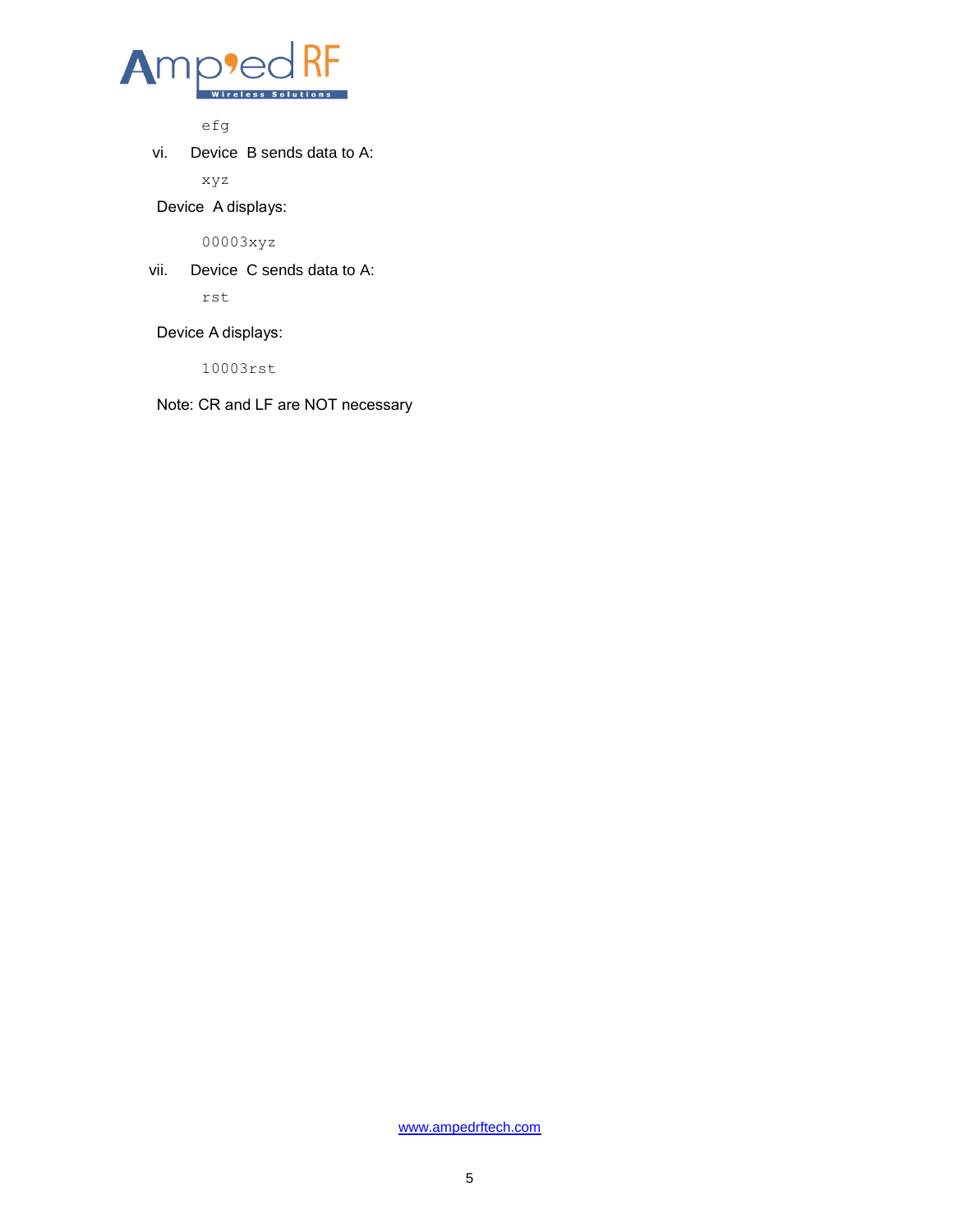```
efg
```

vi. Device B sends data to A:

```
xyz
```

Device A displays:

```
00003xyz
```

vii. Device C sends data to A:

```
rst
```

Device A displays:

```
10003rst
```

Note: CR and LF are NOT necessary

www.ampedrftech.com